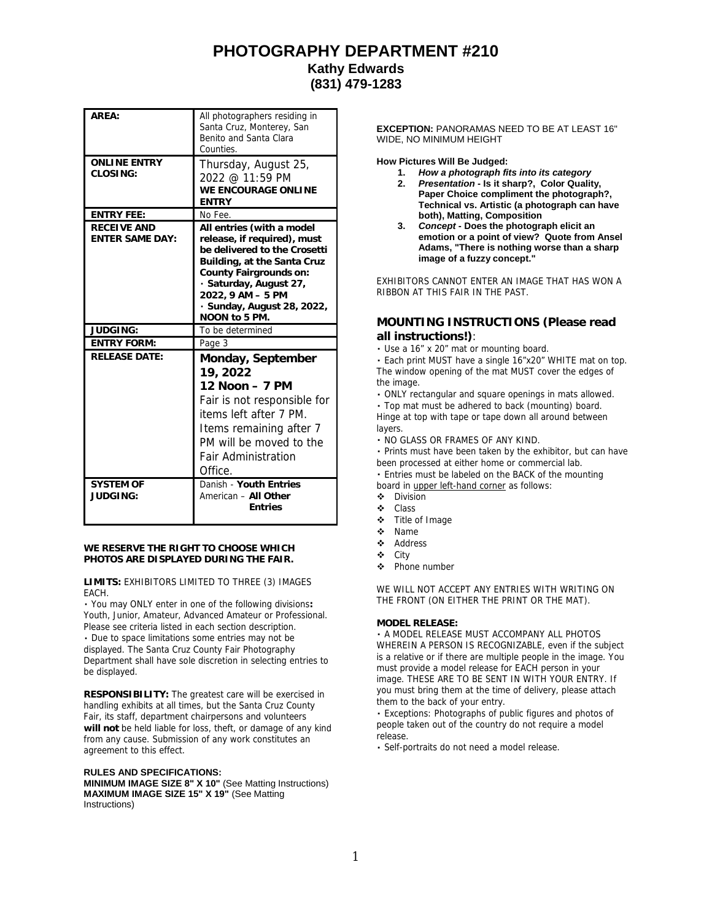# PHOTOGRAPHY DEPARTMENT #210

## Kathy Edwards
## (831) 479-1283

| | |
|---|---|
| **AREA:** | All photographers residing in Santa Cruz, Monterey, San Benito and Santa Clara Counties. |
| **ONLINE ENTRY CLOSING:** | Thursday, August 25, 2022 @ 11:59 PM **WE ENCOURAGE ONLINE ENTRY** |
| **ENTRY FEE:** | No Fee. |
| **RECEIVE AND ENTER SAME DAY:** | **All entries (with a model release, if required), must be delivered to the Crosetti Building, at the Santa Cruz County Fairgrounds on:** **· Saturday, August 27, 2022, 9 AM – 5 PM** **· Sunday, August 28, 2022, NOON to 5 PM.** |
| **JUDGING:** | To be determined |
| **ENTRY FORM:** | Page 3 |
| **RELEASE DATE:** | **Monday, September 19, 2022** **12 Noon – 7 PM** Fair is not responsible for items left after 7 PM. Items remaining after 7 PM will be moved to the Fair Administration Office. |
| **SYSTEM OF JUDGING:** | Danish - **Youth Entries** American – **All Other Entries** |

**WE RESERVE THE RIGHT TO CHOOSE WHICH PHOTOS ARE DISPLAYED DURING THE FAIR.**

**LIMITS:** EXHIBITORS LIMITED TO THREE (3) IMAGES EACH.

• You may ONLY enter in one of the following divisions**:** Youth, Junior, Amateur, Advanced Amateur or Professional. Please see criteria listed in each section description.

• Due to space limitations some entries may not be displayed. The Santa Cruz County Fair Photography Department shall have sole discretion in selecting entries to be displayed.

**RESPONSIBILITY:** The greatest care will be exercised in handling exhibits at all times, but the Santa Cruz County Fair, its staff, department chairpersons and volunteers **will not** be held liable for loss, theft, or damage of any kind from any cause. Submission of any work constitutes an agreement to this effect.

**RULES AND SPECIFICATIONS:**
**MINIMUM IMAGE SIZE 8" X 10"** (See Matting Instructions)
**MAXIMUM IMAGE SIZE 15" X 19"** (See Matting Instructions)

**EXCEPTION:** PANORAMAS NEED TO BE AT LEAST 16" WIDE, NO MINIMUM HEIGHT

**How Pictures Will Be Judged:**

1. ***How a photograph fits into its category***
2. ***Presentation* - Is it sharp?, Color Quality, Paper Choice compliment the photograph?, Technical vs. Artistic (a photograph can have both), Matting, Composition**
3. ***Concept* - Does the photograph elicit an emotion or a point of view? Quote from Ansel Adams, "There is nothing worse than a sharp image of a fuzzy concept."**

EXHIBITORS CANNOT ENTER AN IMAGE THAT HAS WON A RIBBON AT THIS FAIR IN THE PAST.

### MOUNTING INSTRUCTIONS (Please read all instructions!):

• Use a 16" x 20" mat or mounting board.

• Each print MUST have a single 16"x20" WHITE mat on top. The window opening of the mat MUST cover the edges of the image.

• ONLY rectangular and square openings in mats allowed.

• Top mat must be adhered to back (mounting) board. Hinge at top with tape or tape down all around between layers.

• NO GLASS OR FRAMES OF ANY KIND.

• Prints must have been taken by the exhibitor, but can have been processed at either home or commercial lab.

• Entries must be labeled on the BACK of the mounting board in upper left-hand corner as follows:

- Division
- Class
- Title of Image
- Name
- Address
- City
- Phone number

WE WILL NOT ACCEPT ANY ENTRIES WITH WRITING ON THE FRONT (ON EITHER THE PRINT OR THE MAT).

**MODEL RELEASE:**

• A MODEL RELEASE MUST ACCOMPANY ALL PHOTOS WHEREIN A PERSON IS RECOGNIZABLE, even if the subject is a relative or if there are multiple people in the image. You must provide a model release for EACH person in your image. THESE ARE TO BE SENT IN WITH YOUR ENTRY. If you must bring them at the time of delivery, please attach them to the back of your entry.

• Exceptions: Photographs of public figures and photos of people taken out of the country do not require a model release.

• Self-portraits do not need a model release.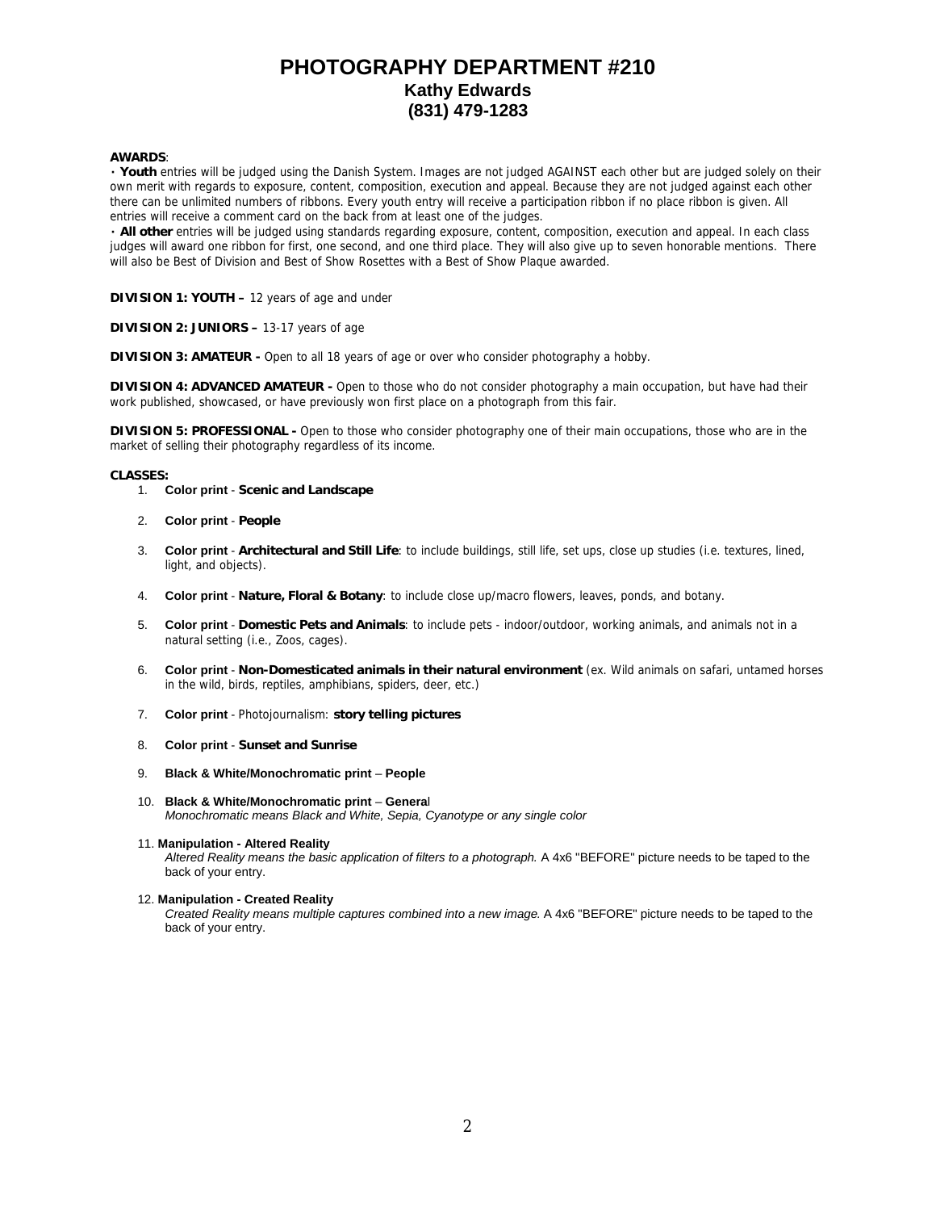# PHOTOGRAPHY DEPARTMENT #210

## Kathy Edwards
## (831) 479-1283

**AWARDS**:

• **Youth** entries will be judged using the Danish System. Images are not judged AGAINST each other but are judged solely on their own merit with regards to exposure, content, composition, execution and appeal. Because they are not judged against each other there can be unlimited numbers of ribbons. Every youth entry will receive a participation ribbon if no place ribbon is given. All entries will receive a comment card on the back from at least one of the judges.

• **All other** entries will be judged using standards regarding exposure, content, composition, execution and appeal. In each class judges will award one ribbon for first, one second, and one third place. They will also give up to seven honorable mentions. There will also be Best of Division and Best of Show Rosettes with a Best of Show Plaque awarded.

**DIVISION 1: YOUTH –** 12 years of age and under

**DIVISION 2: JUNIORS –** 13-17 years of age

**DIVISION 3: AMATEUR -** Open to all 18 years of age or over who consider photography a hobby.

**DIVISION 4: ADVANCED AMATEUR -** Open to those who do not consider photography a main occupation, but have had their work published, showcased, or have previously won first place on a photograph from this fair.

**DIVISION 5: PROFESSIONAL -** Open to those who consider photography one of their main occupations, those who are in the market of selling their photography regardless of its income.

**CLASSES:**

1. **Color print** - **Scenic and Landscape**
2. **Color print** - **People**
3. **Color print** - **Architectural and Still Life**: to include buildings, still life, set ups, close up studies (i.e. textures, lined, light, and objects).
4. **Color print** - **Nature, Floral & Botany**: to include close up/macro flowers, leaves, ponds, and botany.
5. **Color print** - **Domestic Pets and Animals**: to include pets - indoor/outdoor, working animals, and animals not in a natural setting (i.e., Zoos, cages).
6. **Color print** - **Non-Domesticated animals in their natural environment** (ex. Wild animals on safari, untamed horses in the wild, birds, reptiles, amphibians, spiders, deer, etc.)
7. **Color print** - Photojournalism: **story telling pictures**
8. **Color print** - **Sunset and Sunrise**
9. **Black & White/Monochromatic print** – **People**
10. **Black & White/Monochromatic print** – **General**
    *Monochromatic means Black and White, Sepia, Cyanotype or any single color*
11. **Manipulation - Altered Reality**
    *Altered Reality means the basic application of filters to a photograph.* A 4x6 "BEFORE" picture needs to be taped to the back of your entry.
12. **Manipulation - Created Reality**
    *Created Reality means multiple captures combined into a new image.* A 4x6 "BEFORE" picture needs to be taped to the back of your entry.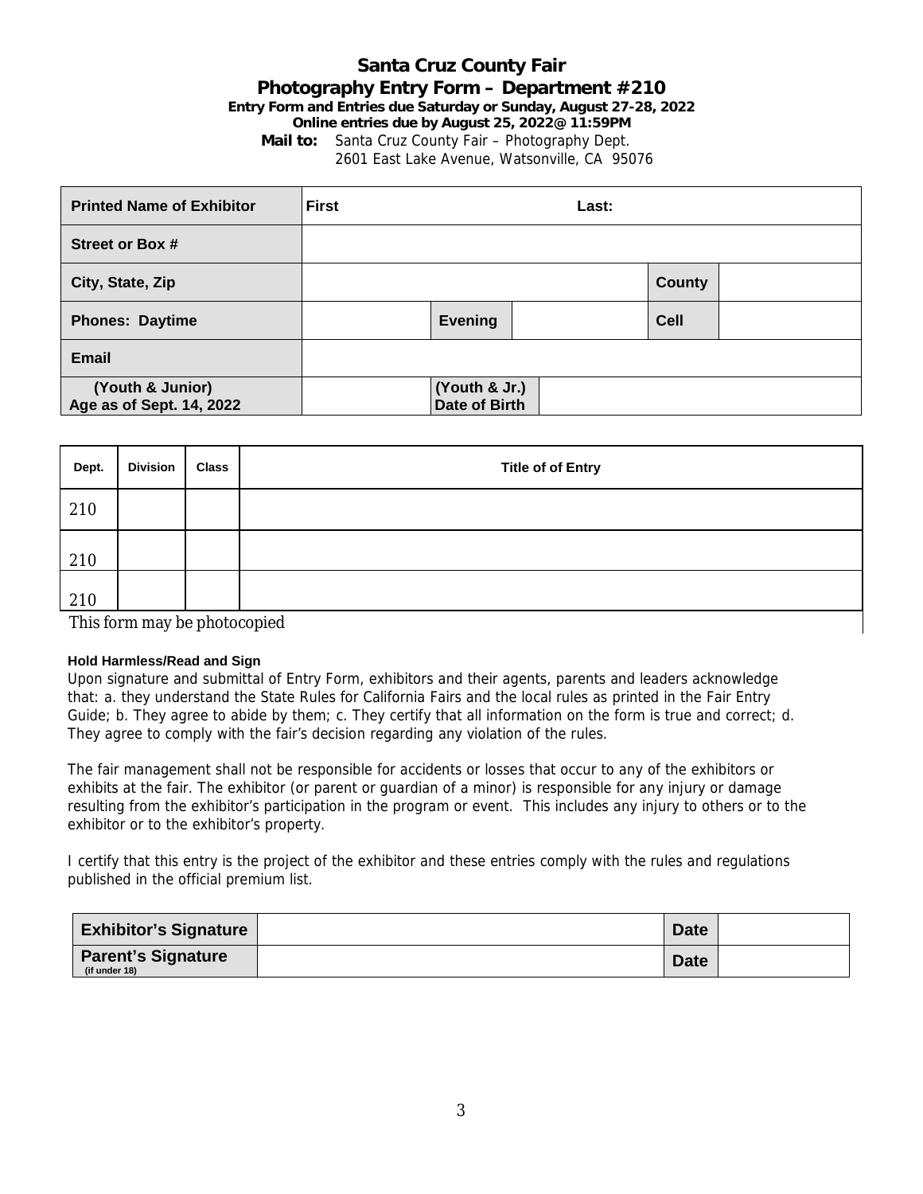# Santa Cruz County Fair

## Photography Entry Form – Department #210

**Entry Form and Entries due Saturday or Sunday, August 27-28, 2022**
**Online entries due by August 25, 2022@ 11:59PM**

**Mail to:** Santa Cruz County Fair – Photography Dept.
2601 East Lake Avenue, Watsonville, CA 95076

| **Printed Name of Exhibitor** | **First** | | **Last:** | | |
|---|---|---|---|---|---|
| **Street or Box #** | | | | | |
| **City, State, Zip** | | | | **County** | |
| **Phones: Daytime** | | **Evening** | | **Cell** | |
| **Email** | | | | | |
| **(Youth & Junior) Age as of Sept. 14, 2022** | | **(Youth & Jr.) Date of Birth** | | | |

| Dept. | Division | Class | Title of of Entry |
|---|---|---|---|
| 210 | | | |
| 210 | | | |
| 210 | | | |

This form may be photocopied

**Hold Harmless/Read and Sign**

Upon signature and submittal of Entry Form, exhibitors and their agents, parents and leaders acknowledge that: a. they understand the State Rules for California Fairs and the local rules as printed in the Fair Entry Guide; b. They agree to abide by them; c. They certify that all information on the form is true and correct; d. They agree to comply with the fair's decision regarding any violation of the rules.

The fair management shall not be responsible for accidents or losses that occur to any of the exhibitors or exhibits at the fair. The exhibitor (or parent or guardian of a minor) is responsible for any injury or damage resulting from the exhibitor's participation in the program or event. This includes any injury to others or to the exhibitor or to the exhibitor's property.

I certify that this entry is the project of the exhibitor and these entries comply with the rules and regulations published in the official premium list.

| **Exhibitor's Signature** | | **Date** | |
|---|---|---|---|
| **Parent's Signature** (if under 18) | | **Date** | |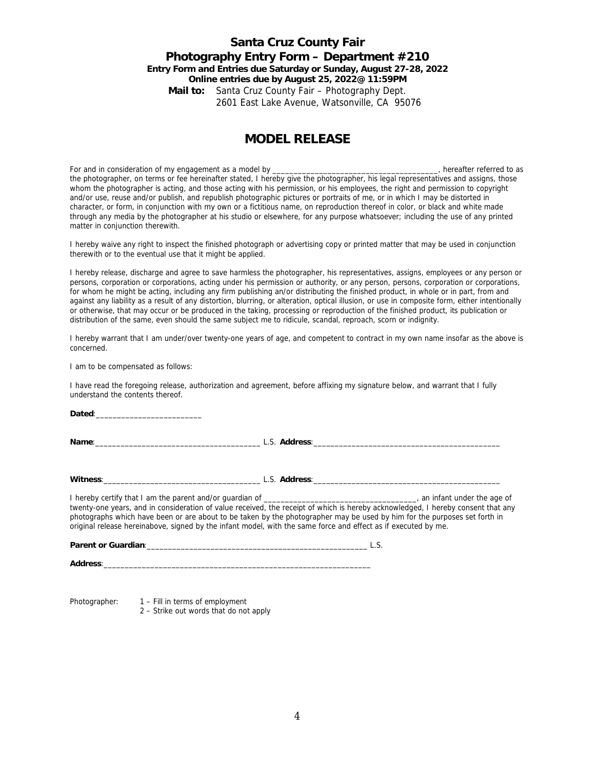**Santa Cruz County Fair**
**Photography Entry Form – Department #210**
**Entry Form and Entries due Saturday or Sunday, August 27-28, 2022**
**Online entries due by August 25, 2022@ 11:59PM**
**Mail to:** Santa Cruz County Fair – Photography Dept.
2601 East Lake Avenue, Watsonville, CA 95076

# MODEL RELEASE

For and in consideration of my engagement as a model by ________________________________________, hereafter referred to as the photographer, on terms or fee hereinafter stated, I hereby give the photographer, his legal representatives and assigns, those whom the photographer is acting, and those acting with his permission, or his employees, the right and permission to copyright and/or use, reuse and/or publish, and republish photographic pictures or portraits of me, or in which I may be distorted in character, or form, in conjunction with my own or a fictitious name, on reproduction thereof in color, or black and white made through any media by the photographer at his studio or elsewhere, for any purpose whatsoever; including the use of any printed matter in conjunction therewith.

I hereby waive any right to inspect the finished photograph or advertising copy or printed matter that may be used in conjunction therewith or to the eventual use that it might be applied.

I hereby release, discharge and agree to save harmless the photographer, his representatives, assigns, employees or any person or persons, corporation or corporations, acting under his permission or authority, or any person, persons, corporation or corporations, for whom he might be acting, including any firm publishing an/or distributing the finished product, in whole or in part, from and against any liability as a result of any distortion, blurring, or alteration, optical illusion, or use in composite form, either intentionally or otherwise, that may occur or be produced in the taking, processing or reproduction of the finished product, its publication or distribution of the same, even should the same subject me to ridicule, scandal, reproach, scorn or indignity.

I hereby warrant that I am under/over twenty-one years of age, and competent to contract in my own name insofar as the above is concerned.

I am to be compensated as follows:

I have read the foregoing release, authorization and agreement, before affixing my signature below, and warrant that I fully understand the contents thereof.

**Dated**:_________________________

**Name**:______________________________________ L.S. **Address**:____________________________________________

**Witness**:____________________________________ L.S. **Address**:____________________________________________

I hereby certify that I am the parent and/or guardian of ____________________________________, an infant under the age of twenty-one years, and in consideration of value received, the receipt of which is hereby acknowledged, I hereby consent that any photographs which have been or are about to be taken by the photographer may be used by him for the purposes set forth in original release hereinabove, signed by the infant model, with the same force and effect as if executed by me.

**Parent or Guardian**:____________________________________________________ L.S.

**Address**:_______________________________________________________________

Photographer: 1 – Fill in terms of employment
2 – Strike out words that do not apply